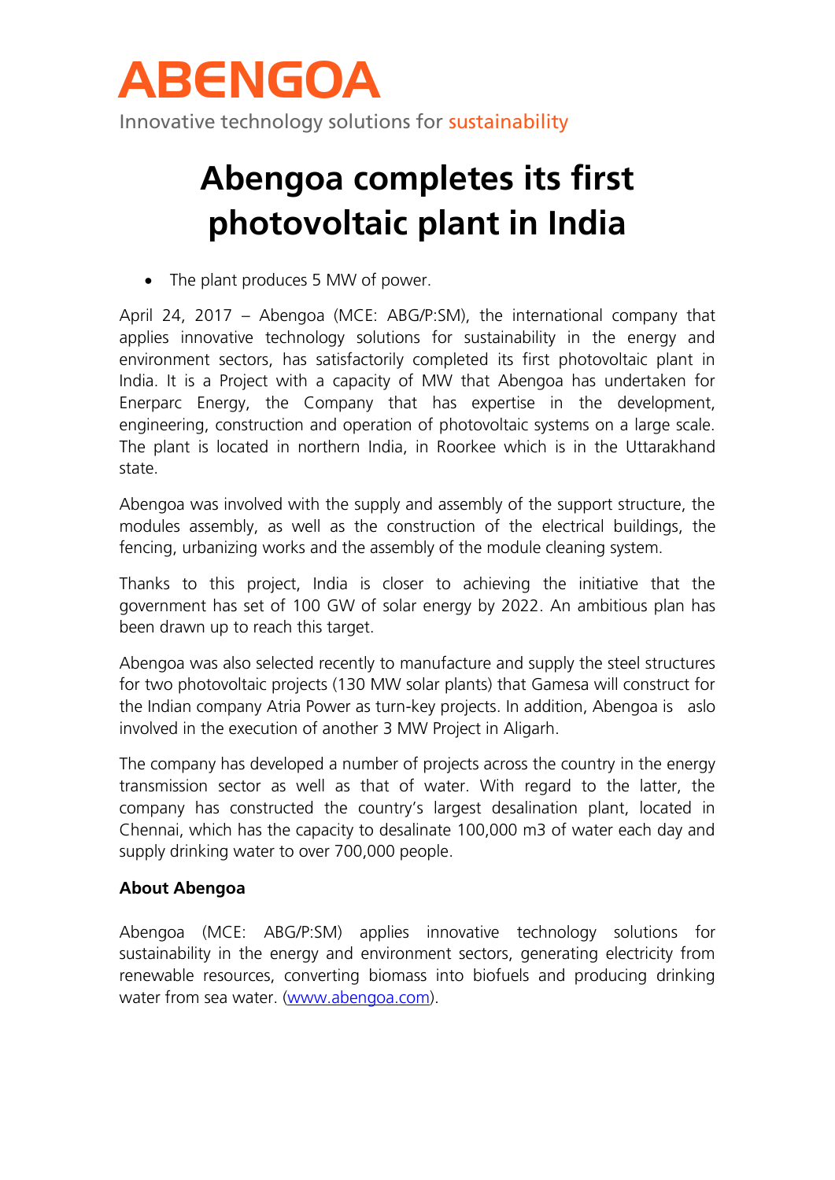# ABENGOA

Innovative technology solutions for sustainability

# Abengoa completes its first photovoltaic plant in India

- The plant produces 5 MW of power.

April 24, 2017 – Abengoa (MCE: ABG/P:SM), the international company that applies innovative technology solutions for sustainability in the energy and environment sectors, has satisfactorily completed its first photovoltaic plant in India. It is a Project with a capacity of MW that Abengoa has undertaken for Enerparc Energy, the Company that has expertise in the development, engineering, construction and operation of photovoltaic systems on a large scale. The plant is located in northern India, in Roorkee which is in the Uttarakhand state.

Abengoa was involved with the supply and assembly of the support structure, the modules assembly, as well as the construction of the electrical buildings, the fencing, urbanizing works and the assembly of the module cleaning system.

Thanks to this project, India is closer to achieving the initiative that the government has set of 100 GW of solar energy by 2022. An ambitious plan has been drawn up to reach this target.

Abengoa was also selected recently to manufacture and supply the steel structures for two photovoltaic projects (130 MW solar plants) that Gamesa will construct for the Indian company Atria Power as turn-key projects. In addition, Abengoa is aslo involved in the execution of another 3 MW Project in Aligarh.

The company has developed a number of projects across the country in the energy transmission sector as well as that of water. With regard to the latter, the company has constructed the country's largest desalination plant, located in Chennai, which has the capacity to desalinate 100,000 m3 of water each day and supply drinking water to over 700,000 people.

**About Abengoa**

Abengoa (MCE: ABG/P:SM) applies innovative technology solutions for sustainability in the energy and environment sectors, generating electricity from renewable resources, converting biomass into biofuels and producing drinking water from sea water. (www.abengoa.com).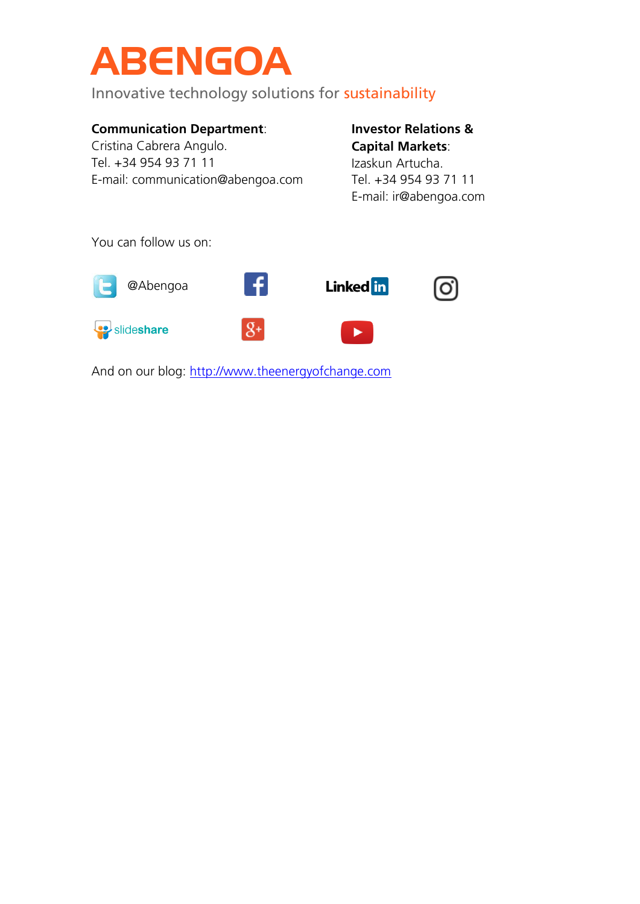# ABENGOA

Innovative technology solutions for sustainability

**Communication Department**:
Cristina Cabrera Angulo.
Tel. +34 954 93 71 11
E-mail: communication@abengoa.com

**Investor Relations & Capital Markets**:
Izaskun Artucha.
Tel. +34 954 93 71 11
E-mail: ir@abengoa.com

You can follow us on:

@Abengoa

LinkedIn

slideshare

And on our blog: http://www.theenergyofchange.com